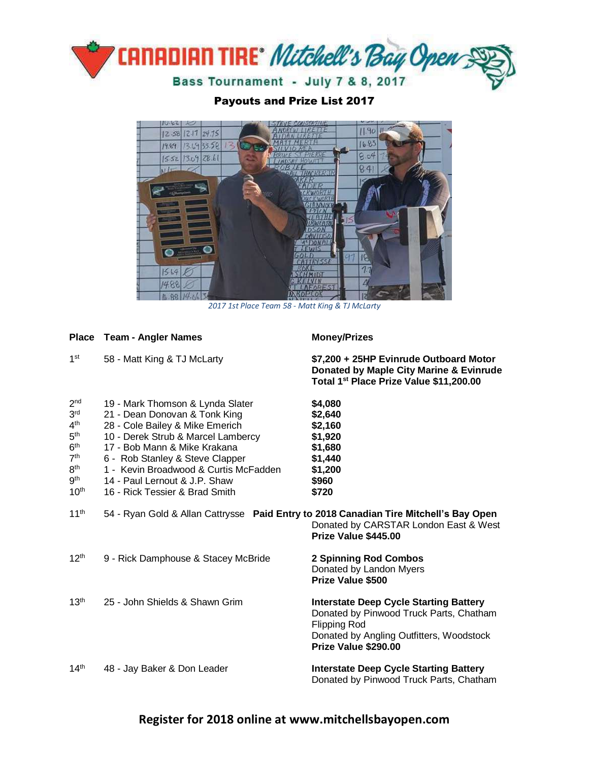# CANADIAN TIRE Mitchell's Bay Open

## Bass Tournament - July 7 & 8, 2017

### Payouts and Prize List 2017

*2017 1st Place Team 58 - Matt King & TJ McLarty*

| Place | Team - Angler Names | Money/Prizes |
|---|---|---|
| 1st | 58 - Matt King & TJ McLarty | **$7,200 + 25HP Evinrude Outboard Motor**<br>**Donated by Maple City Marine & Evinrude**<br>**Total 1st Place Prize Value $11,200.00** |
| 2nd | 19 - Mark Thomson & Lynda Slater | **$4,080** |
| 3rd | 21 - Dean Donovan & Tonk King | **$2,640** |
| 4th | 28 - Cole Bailey & Mike Emerich | **$2,160** |
| 5th | 10 - Derek Strub & Marcel Lambercy | **$1,920** |
| 6th | 17 - Bob Mann & Mike Krakana | **$1,680** |
| 7th | 6 - Rob Stanley & Steve Clapper | **$1,440** |
| 8th | 1 - Kevin Broadwood & Curtis McFadden | **$1,200** |
| 9th | 14 - Paul Lernout & J.P. Shaw | **$960** |
| 10th | 16 - Rick Tessier & Brad Smith | **$720** |
| 11th | 54 - Ryan Gold & Allan Cattrysse | **Paid Entry to 2018 Canadian Tire Mitchell's Bay Open**<br>Donated by CARSTAR London East & West<br>**Prize Value $445.00** |
| 12th | 9 - Rick Damphouse & Stacey McBride | **2 Spinning Rod Combos**<br>Donated by Landon Myers<br>**Prize Value $500** |
| 13th | 25 - John Shields & Shawn Grim | **Interstate Deep Cycle Starting Battery**<br>Donated by Pinwood Truck Parts, Chatham<br>Flipping Rod<br>Donated by Angling Outfitters, Woodstock<br>**Prize Value $290.00** |
| 14th | 48 - Jay Baker & Don Leader | **Interstate Deep Cycle Starting Battery**<br>Donated by Pinwood Truck Parts, Chatham |

**Register for 2018 online at www.mitchellsbayopen.com**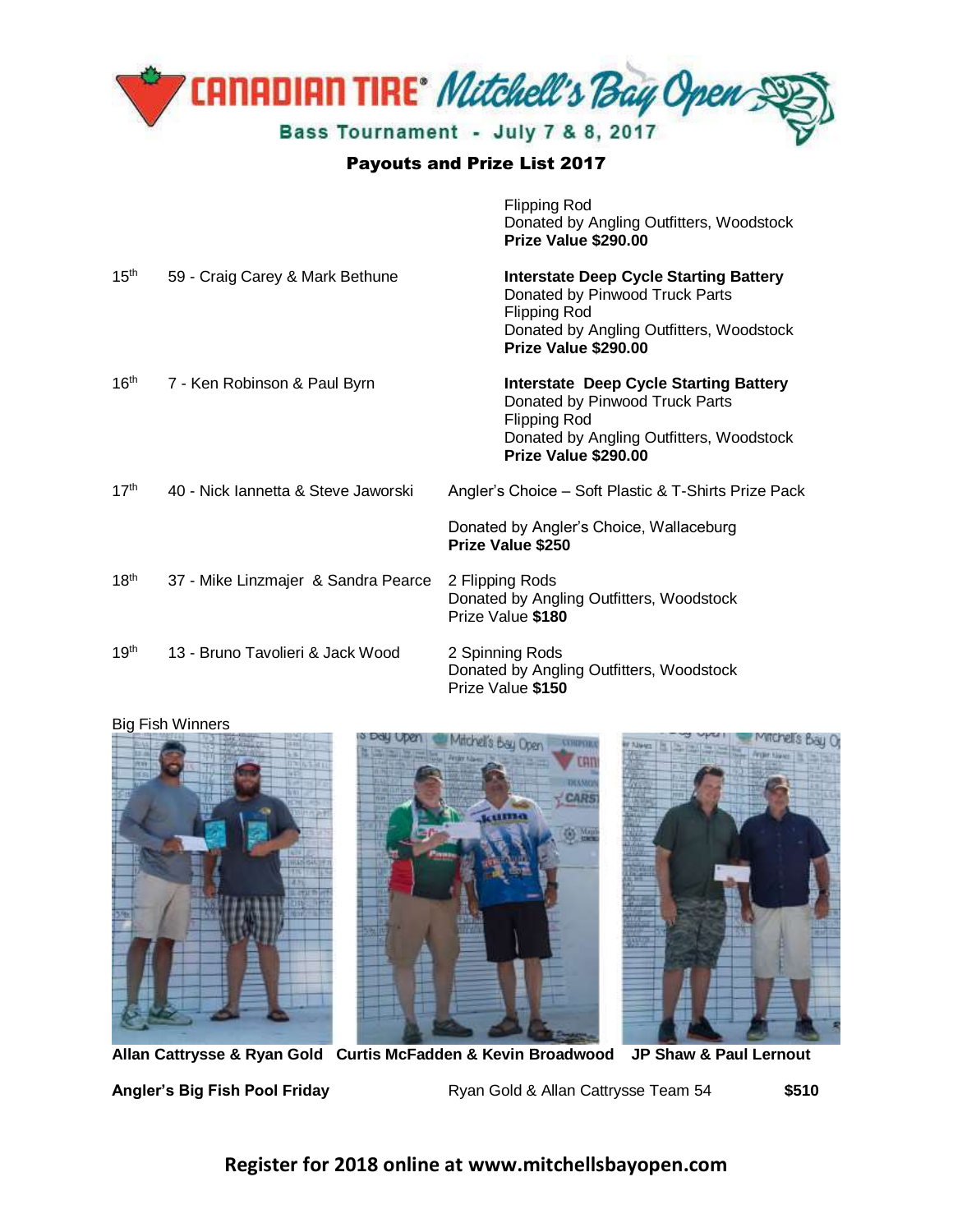# CANADIAN TIRE Mitchell's Bay Open

Bass Tournament - July 7 & 8, 2017

## Payouts and Prize List 2017

| | | |
|---|---|---|
| | | Flipping Rod<br>Donated by Angling Outfitters, Woodstock<br>**Prize Value $290.00** |
| 15th | 59 - Craig Carey & Mark Bethune | **Interstate Deep Cycle Starting Battery**<br>Donated by Pinwood Truck Parts<br>Flipping Rod<br>Donated by Angling Outfitters, Woodstock<br>**Prize Value $290.00** |
| 16th | 7 - Ken Robinson & Paul Byrn | **Interstate Deep Cycle Starting Battery**<br>Donated by Pinwood Truck Parts<br>Flipping Rod<br>Donated by Angling Outfitters, Woodstock<br>**Prize Value $290.00** |
| 17th | 40 - Nick Iannetta & Steve Jaworski | Angler's Choice – Soft Plastic & T-Shirts Prize Pack<br>Donated by Angler's Choice, Wallaceburg<br>**Prize Value $250** |
| 18th | 37 - Mike Linzmajer & Sandra Pearce | 2 Flipping Rods<br>Donated by Angling Outfitters, Woodstock<br>Prize Value **$180** |
| 19th | 13 - Bruno Tavolieri & Jack Wood | 2 Spinning Rods<br>Donated by Angling Outfitters, Woodstock<br>Prize Value **$150** |

Big Fish Winners

**Allan Cattrysse & Ryan Gold** **Curtis McFadden & Kevin Broadwood** **JP Shaw & Paul Lernout**

| | | |
|---|---|---|
| **Angler's Big Fish Pool Friday** | Ryan Gold & Allan Cattrysse Team 54 | **$510** |

**Register for 2018 online at www.mitchellsbayopen.com**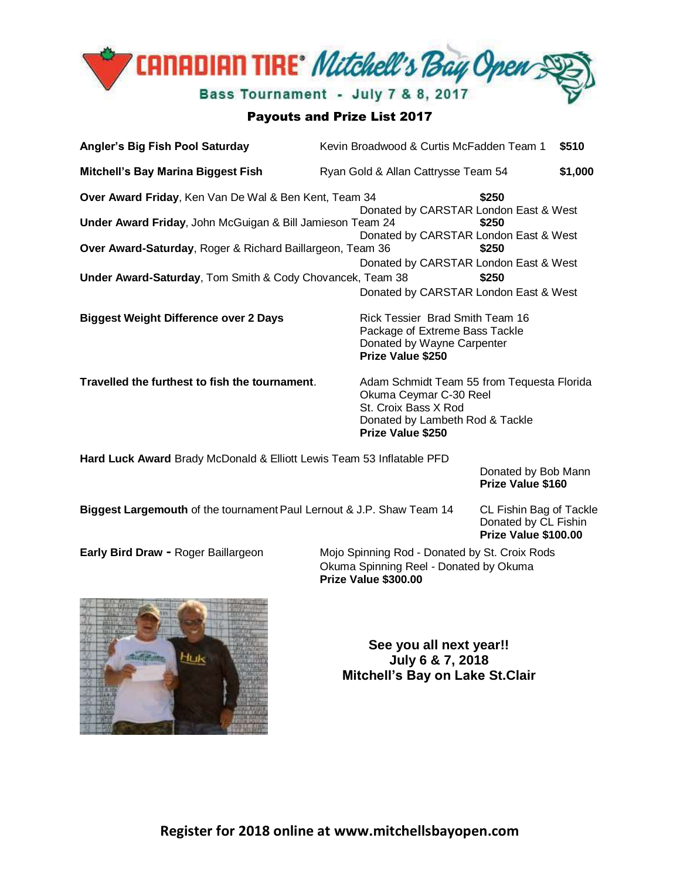# CANADIAN TIRE® Mitchell's Bay Open

Bass Tournament - July 7 & 8, 2017

## Payouts and Prize List 2017

**Angler's Big Fish Pool Saturday** Kevin Broadwood & Curtis McFadden Team 1 **$510**

**Mitchell's Bay Marina Biggest Fish** Ryan Gold & Allan Cattrysse Team 54 **$1,000**

**Over Award Friday**, Ken Van De Wal & Ben Kent, Team 34 **$250**
Donated by CARSTAR London East & West

**Under Award Friday**, John McGuigan & Bill Jamieson Team 24 **$250**
Donated by CARSTAR London East & West

**Over Award-Saturday**, Roger & Richard Baillargeon, Team 36 **$250**
Donated by CARSTAR London East & West

**Under Award-Saturday**, Tom Smith & Cody Chovancek, Team 38 **$250**
Donated by CARSTAR London East & West

**Biggest Weight Difference over 2 Days**
Rick Tessier Brad Smith Team 16
Package of Extreme Bass Tackle
Donated by Wayne Carpenter
**Prize Value $250**

**Travelled the furthest to fish the tournament**.
Adam Schmidt Team 55 from Tequesta Florida
Okuma Ceymar C-30 Reel
St. Croix Bass X Rod
Donated by Lambeth Rod & Tackle
**Prize Value $250**

**Hard Luck Award** Brady McDonald & Elliott Lewis Team 53 Inflatable PFD
Donated by Bob Mann
**Prize Value $160**

**Biggest Largemouth** of the tournament Paul Lernout & J.P. Shaw Team 14
CL Fishin Bag of Tackle
Donated by CL Fishin
**Prize Value $100.00**

**Early Bird Draw -** Roger Baillargeon
Mojo Spinning Rod - Donated by St. Croix Rods
Okuma Spinning Reel - Donated by Okuma
**Prize Value $300.00**

**See you all next year!!**
**July 6 & 7, 2018**
**Mitchell's Bay on Lake St.Clair**

**Register for 2018 online at www.mitchellsbayopen.com**